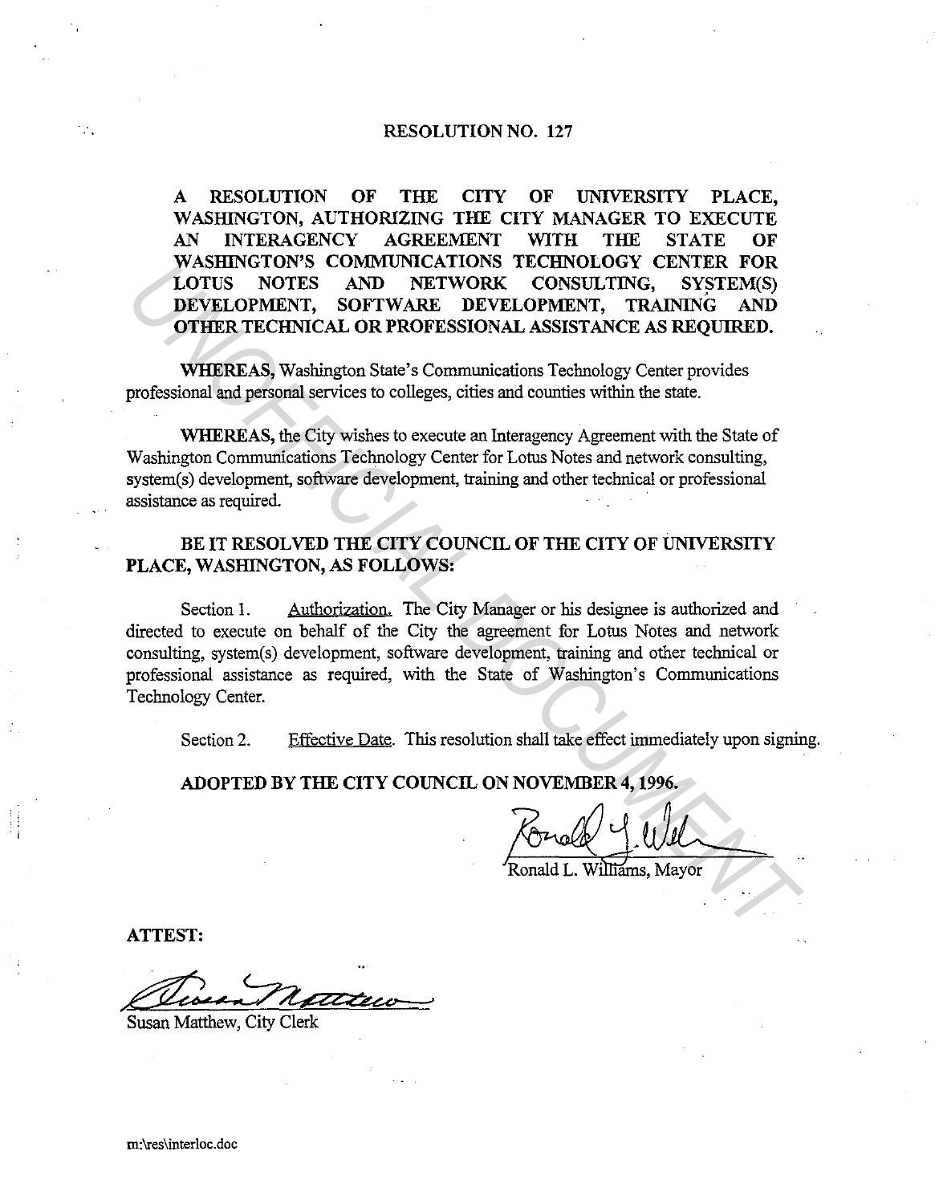# RESOLUTION NO. 127

**A RESOLUTION OF THE CITY OF UNIVERSITY PLACE, WASHINGTON, AUTHORIZING THE CITY MANAGER TO EXECUTE AN INTERAGENCY AGREEMENT WITH THE STATE OF WASHINGTON'S COMMUNICATIONS TECHNOLOGY CENTER FOR LOTUS NOTES AND NETWORK CONSULTING, SYSTEM(S) DEVELOPMENT, SOFTWARE DEVELOPMENT, TRAINING AND OTHER TECHNICAL OR PROFESSIONAL ASSISTANCE AS REQUIRED.**

**WHEREAS,** Washington State's Communications Technology Center provides professional and personal services to colleges, cities and counties within the state.

**WHEREAS,** the City wishes to execute an Interagency Agreement with the State of Washington Communications Technology Center for Lotus Notes and network consulting, system(s) development, software development, training and other technical or professional assistance as required.

**BE IT RESOLVED THE CITY COUNCIL OF THE CITY OF UNIVERSITY PLACE, WASHINGTON, AS FOLLOWS:**

Section 1. Authorization. The City Manager or his designee is authorized and directed to execute on behalf of the City the agreement for Lotus Notes and network consulting, system(s) development, software development, training and other technical or professional assistance as required, with the State of Washington's Communications Technology Center.

Section 2. Effective Date. This resolution shall take effect immediately upon signing.

**ADOPTED BY THE CITY COUNCIL ON NOVEMBER 4, 1996.**

Ronald L. Williams, Mayor

**ATTEST:**

Susan Matthew, City Clerk

m:\res\interloc.doc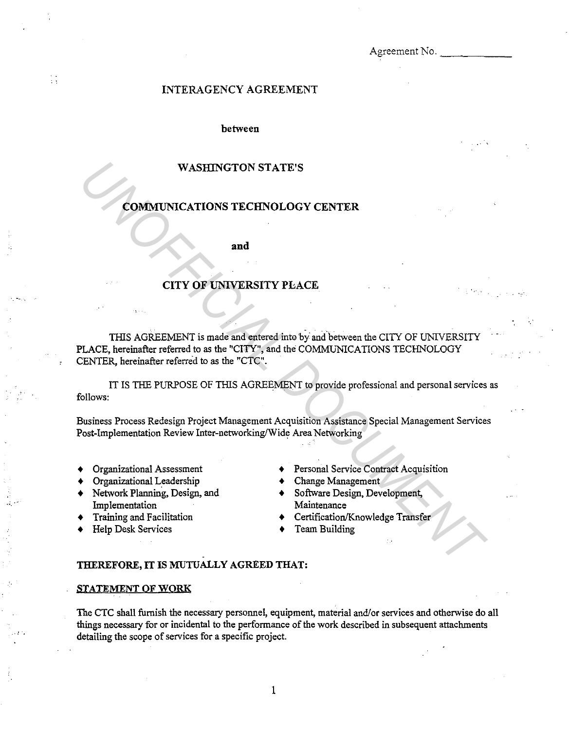Agreement No. ____________

# INTERAGENCY AGREEMENT

**between**

**WASHINGTON STATE'S**

**COMMUNICATIONS TECHNOLOGY CENTER**

**and**

**CITY OF UNIVERSITY PLACE**

THIS AGREEMENT is made and entered into by and between the CITY OF UNIVERSITY PLACE, hereinafter referred to as the "CITY", and the COMMUNICATIONS TECHNOLOGY CENTER, hereinafter referred to as the "CTC".

IT IS THE PURPOSE OF THIS AGREEMENT to provide professional and personal services as follows:

Business Process Redesign Project Management Acquisition Assistance Special Management Services Post-Implementation Review Inter-networking/Wide Area Networking

- Organizational Assessment
- Organizational Leadership
- Network Planning, Design, and Implementation
- Training and Facilitation
- Help Desk Services
- Personal Service Contract Acquisition
- Change Management
- Software Design, Development, Maintenance
- Certification/Knowledge Transfer
- Team Building

**THEREFORE, IT IS MUTUALLY AGREED THAT:**

**STATEMENT OF WORK**

The CTC shall furnish the necessary personnel, equipment, material and/or services and otherwise do all things necessary for or incidental to the performance of the work described in subsequent attachments detailing the scope of services for a specific project.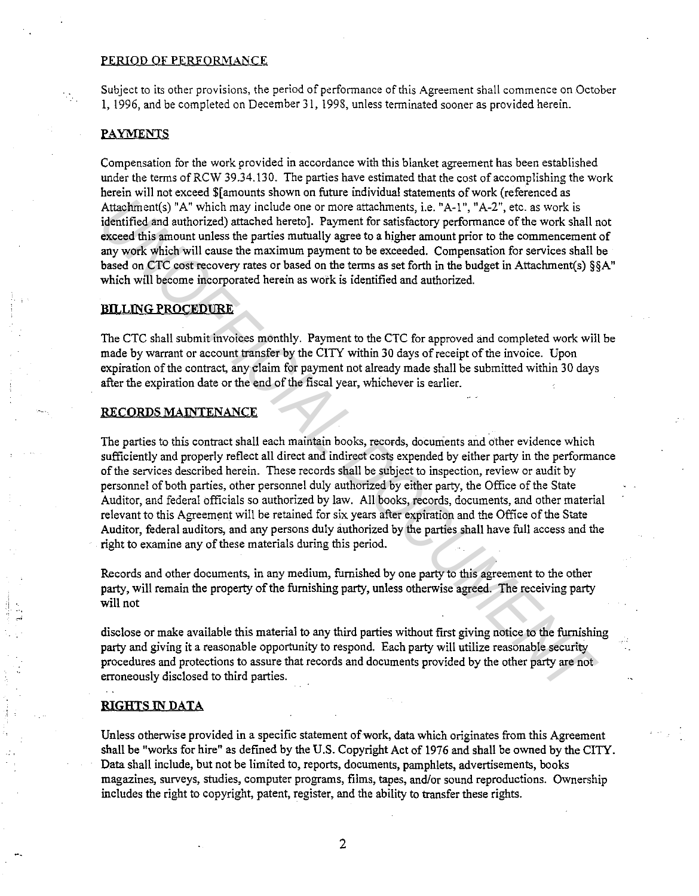## PERIOD OF PERFORMANCE

Subject to its other provisions, the period of performance of this Agreement shall commence on October 1, 1996, and be completed on December 31, 1998, unless terminated sooner as provided herein.

## PAYMENTS

Compensation for the work provided in accordance with this blanket agreement has been established under the terms of RCW 39.34.130. The parties have estimated that the cost of accomplishing the work herein will not exceed $[amounts shown on future individual statements of work (referenced as Attachment(s) "A" which may include one or more attachments, i.e. "A-1", "A-2", etc. as work is identified and authorized) attached hereto]. Payment for satisfactory performance of the work shall not exceed this amount unless the parties mutually agree to a higher amount prior to the commencement of any work which will cause the maximum payment to be exceeded. Compensation for services shall be based on CTC cost recovery rates or based on the terms as set forth in the budget in Attachment(s) §§A" which will become incorporated herein as work is identified and authorized.

## BILLING PROCEDURE

The CTC shall submit invoices monthly. Payment to the CTC for approved and completed work will be made by warrant or account transfer by the CITY within 30 days of receipt of the invoice. Upon expiration of the contract, any claim for payment not already made shall be submitted within 30 days after the expiration date or the end of the fiscal year, whichever is earlier.

## RECORDS MAINTENANCE

The parties to this contract shall each maintain books, records, documents and other evidence which sufficiently and properly reflect all direct and indirect costs expended by either party in the performance of the services described herein. These records shall be subject to inspection, review or audit by personnel of both parties, other personnel duly authorized by either party, the Office of the State Auditor, and federal officials so authorized by law. All books, records, documents, and other material relevant to this Agreement will be retained for six years after expiration and the Office of the State Auditor, federal auditors, and any persons duly authorized by the parties shall have full access and the right to examine any of these materials during this period.

Records and other documents, in any medium, furnished by one party to this agreement to the other party, will remain the property of the furnishing party, unless otherwise agreed. The receiving party will not

disclose or make available this material to any third parties without first giving notice to the furnishing party and giving it a reasonable opportunity to respond. Each party will utilize reasonable security procedures and protections to assure that records and documents provided by the other party are not erroneously disclosed to third parties.

## RIGHTS IN DATA

Unless otherwise provided in a specific statement of work, data which originates from this Agreement shall be "works for hire" as defined by the U.S. Copyright Act of 1976 and shall be owned by the CITY. Data shall include, but not be limited to, reports, documents, pamphlets, advertisements, books magazines, surveys, studies, computer programs, films, tapes, and/or sound reproductions. Ownership includes the right to copyright, patent, register, and the ability to transfer these rights.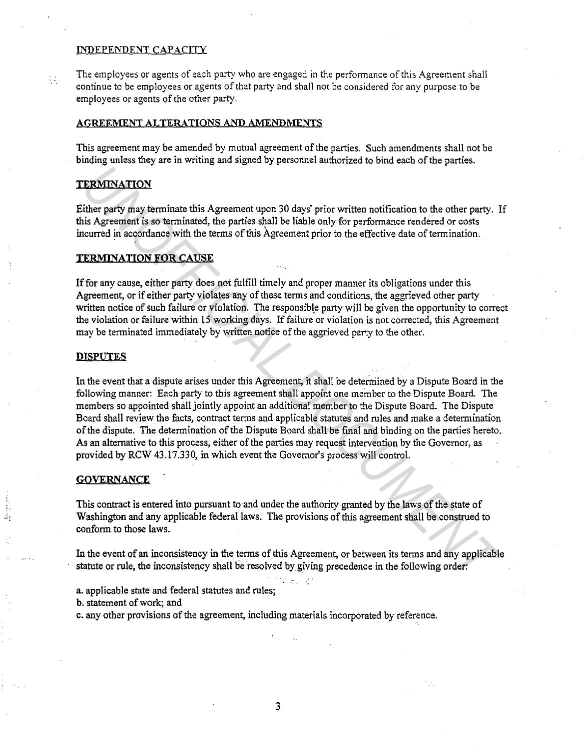## INDEPENDENT CAPACITY

The employees or agents of each party who are engaged in the performance of this Agreement shall continue to be employees or agents of that party and shall not be considered for any purpose to be employees or agents of the other party.

## AGREEMENT ALTERATIONS AND AMENDMENTS

This agreement may be amended by mutual agreement of the parties. Such amendments shall not be binding unless they are in writing and signed by personnel authorized to bind each of the parties.

## TERMINATION

Either party may terminate this Agreement upon 30 days' prior written notification to the other party. If this Agreement is so terminated, the parties shall be liable only for performance rendered or costs incurred in accordance with the terms of this Agreement prior to the effective date of termination.

## TERMINATION FOR CAUSE

If for any cause, either party does not fulfill timely and proper manner its obligations under this Agreement, or if either party violates any of these terms and conditions, the aggrieved other party written notice of such failure or violation. The responsible party will be given the opportunity to correct the violation or failure within 15 working days. If failure or violation is not corrected, this Agreement may be terminated immediately by written notice of the aggrieved party to the other.

## DISPUTES

In the event that a dispute arises under this Agreement, it shall be determined by a Dispute Board in the following manner: Each party to this agreement shall appoint one member to the Dispute Board. The members so appointed shall jointly appoint an additional member to the Dispute Board. The Dispute Board shall review the facts, contract terms and applicable statutes and rules and make a determination of the dispute. The determination of the Dispute Board shall be final and binding on the parties hereto. As an alternative to this process, either of the parties may request intervention by the Governor, as provided by RCW 43.17.330, in which event the Governor's process will control.

## GOVERNANCE

This contract is entered into pursuant to and under the authority granted by the laws of the state of Washington and any applicable federal laws. The provisions of this agreement shall be construed to conform to those laws.

In the event of an inconsistency in the terms of this Agreement, or between its terms and any applicable statute or rule, the inconsistency shall be resolved by giving precedence in the following order:

a. applicable state and federal statutes and rules;
b. statement of work; and
c. any other provisions of the agreement, including materials incorporated by reference.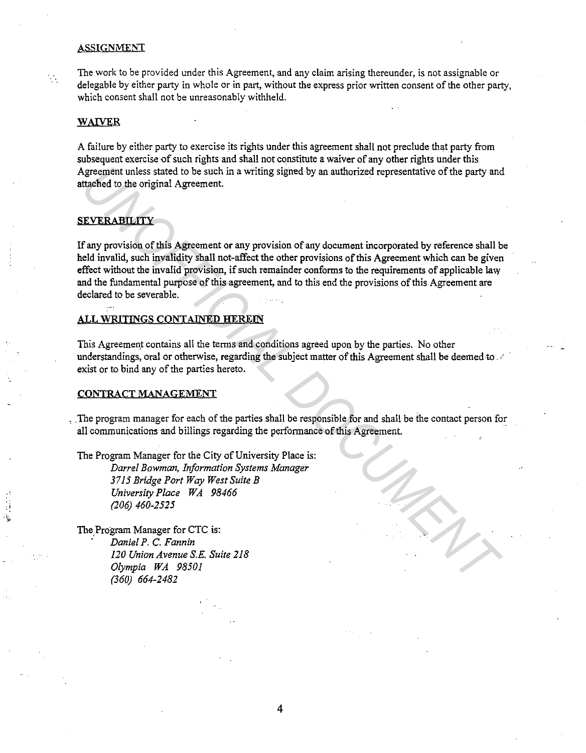## ASSIGNMENT

The work to be provided under this Agreement, and any claim arising thereunder, is not assignable or delegable by either party in whole or in part, without the express prior written consent of the other party, which consent shall not be unreasonably withheld.

## WAIVER

A failure by either party to exercise its rights under this agreement shall not preclude that party from subsequent exercise of such rights and shall not constitute a waiver of any other rights under this Agreement unless stated to be such in a writing signed by an authorized representative of the party and attached to the original Agreement.

## SEVERABILITY

If any provision of this Agreement or any provision of any document incorporated by reference shall be held invalid, such invalidity shall not-affect the other provisions of this Agreement which can be given effect without the invalid provision, if such remainder conforms to the requirements of applicable law and the fundamental purpose of this agreement, and to this end the provisions of this Agreement are declared to be severable.

## ALL WRITINGS CONTAINED HEREIN

This Agreement contains all the terms and conditions agreed upon by the parties. No other understandings, oral or otherwise, regarding the subject matter of this Agreement shall be deemed to exist or to bind any of the parties hereto.

## CONTRACT MANAGEMENT

The program manager for each of the parties shall be responsible for and shall be the contact person for all communications and billings regarding the performance of this Agreement.

The Program Manager for the City of University Place is:

*Darrel Bowman, Information Systems Manager*
*3715 Bridge Port Way West Suite B*
*University Place WA 98466*
*(206) 460-2525*

The Program Manager for CTC is:

*Daniel P. C. Fannin*
*120 Union Avenue S.E. Suite 218*
*Olympia WA 98501*
*(360) 664-2482*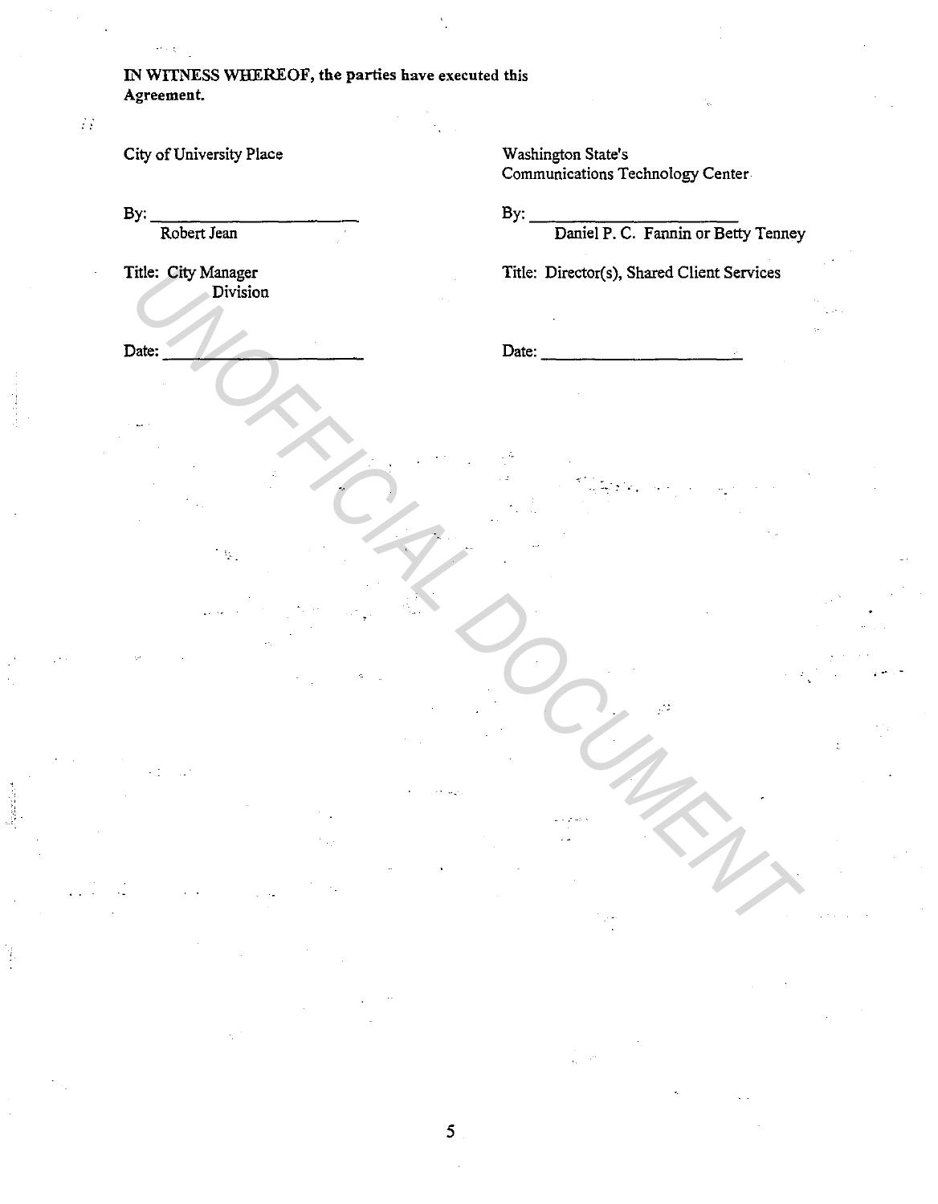**IN WITNESS WHEREOF, the parties have executed this Agreement.**

City of University Place

By: ______________________
Robert Jean

Title: City Manager
Division

Date: ______________________

Washington State's
Communications Technology Center

By: ______________________
Daniel P. C. Fannin or Betty Tenney

Title: Director(s), Shared Client Services

Date: ______________________

UNOFFICIAL DOCUMENT